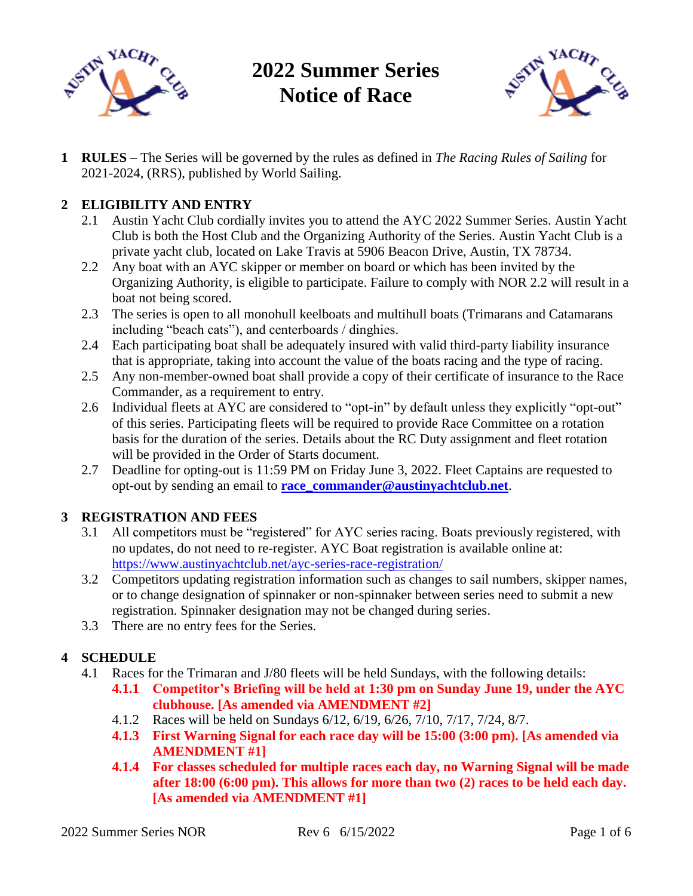# 2022 Summer Series
# Notice of Race

**1 RULES** – The Series will be governed by the rules as defined in *The Racing Rules of Sailing* for 2021-2024, (RRS), published by World Sailing.

**2 ELIGIBILITY AND ENTRY**

2.1 Austin Yacht Club cordially invites you to attend the AYC 2022 Summer Series. Austin Yacht Club is both the Host Club and the Organizing Authority of the Series. Austin Yacht Club is a private yacht club, located on Lake Travis at 5906 Beacon Drive, Austin, TX 78734.

2.2 Any boat with an AYC skipper or member on board or which has been invited by the Organizing Authority, is eligible to participate. Failure to comply with NOR 2.2 will result in a boat not being scored.

2.3 The series is open to all monohull keelboats and multihull boats (Trimarans and Catamarans including "beach cats"), and centerboards / dinghies.

2.4 Each participating boat shall be adequately insured with valid third-party liability insurance that is appropriate, taking into account the value of the boats racing and the type of racing.

2.5 Any non-member-owned boat shall provide a copy of their certificate of insurance to the Race Commander, as a requirement to entry.

2.6 Individual fleets at AYC are considered to "opt-in" by default unless they explicitly "opt-out" of this series. Participating fleets will be required to provide Race Committee on a rotation basis for the duration of the series. Details about the RC Duty assignment and fleet rotation will be provided in the Order of Starts document.

2.7 Deadline for opting-out is 11:59 PM on Friday June 3, 2022. Fleet Captains are requested to opt-out by sending an email to **race_commander@austinyachtclub.net**.

**3 REGISTRATION AND FEES**

3.1 All competitors must be "registered" for AYC series racing. Boats previously registered, with no updates, do not need to re-register. AYC Boat registration is available online at: https://www.austinyachtclub.net/ayc-series-race-registration/

3.2 Competitors updating registration information such as changes to sail numbers, skipper names, or to change designation of spinnaker or non-spinnaker between series need to submit a new registration. Spinnaker designation may not be changed during series.

3.3 There are no entry fees for the Series.

**4 SCHEDULE**

4.1 Races for the Trimaran and J/80 fleets will be held Sundays, with the following details:

**4.1.1 Competitor's Briefing will be held at 1:30 pm on Sunday June 19, under the AYC clubhouse. [As amended via AMENDMENT #2]**

4.1.2 Races will be held on Sundays 6/12, 6/19, 6/26, 7/10, 7/17, 7/24, 8/7.

**4.1.3 First Warning Signal for each race day will be 15:00 (3:00 pm). [As amended via AMENDMENT #1]**

**4.1.4 For classes scheduled for multiple races each day, no Warning Signal will be made after 18:00 (6:00 pm). This allows for more than two (2) races to be held each day. [As amended via AMENDMENT #1]**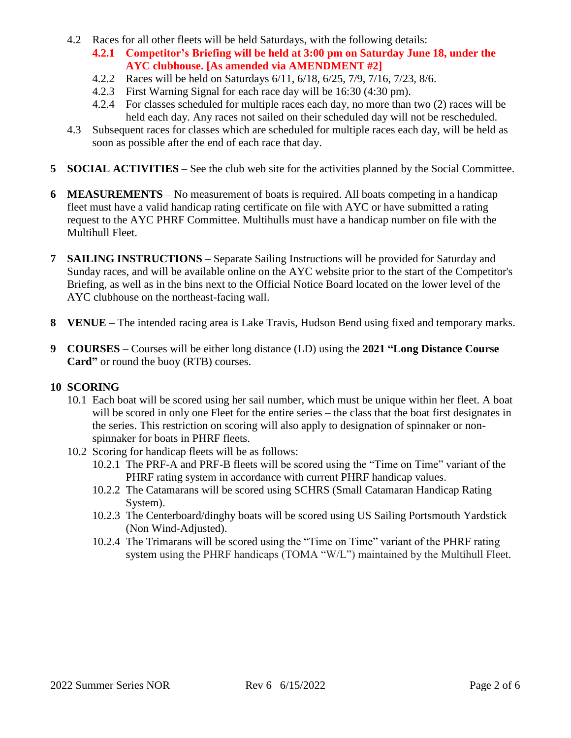4.2 Races for all other fleets will be held Saturdays, with the following details:

- **4.2.1 Competitor's Briefing will be held at 3:00 pm on Saturday June 18, under the AYC clubhouse. [As amended via AMENDMENT #2]**
- 4.2.2 Races will be held on Saturdays 6/11, 6/18, 6/25, 7/9, 7/16, 7/23, 8/6.
- 4.2.3 First Warning Signal for each race day will be 16:30 (4:30 pm).
- 4.2.4 For classes scheduled for multiple races each day, no more than two (2) races will be held each day. Any races not sailed on their scheduled day will not be rescheduled.

4.3 Subsequent races for classes which are scheduled for multiple races each day, will be held as soon as possible after the end of each race that day.

**5 SOCIAL ACTIVITIES** – See the club web site for the activities planned by the Social Committee.

**6 MEASUREMENTS** – No measurement of boats is required. All boats competing in a handicap fleet must have a valid handicap rating certificate on file with AYC or have submitted a rating request to the AYC PHRF Committee. Multihulls must have a handicap number on file with the Multihull Fleet.

**7 SAILING INSTRUCTIONS** – Separate Sailing Instructions will be provided for Saturday and Sunday races, and will be available online on the AYC website prior to the start of the Competitor's Briefing, as well as in the bins next to the Official Notice Board located on the lower level of the AYC clubhouse on the northeast-facing wall.

**8 VENUE** – The intended racing area is Lake Travis, Hudson Bend using fixed and temporary marks.

**9 COURSES** – Courses will be either long distance (LD) using the **2021 "Long Distance Course Card"** or round the buoy (RTB) courses.

## 10 SCORING

10.1 Each boat will be scored using her sail number, which must be unique within her fleet. A boat will be scored in only one Fleet for the entire series – the class that the boat first designates in the series. This restriction on scoring will also apply to designation of spinnaker or non-spinnaker for boats in PHRF fleets.

10.2 Scoring for handicap fleets will be as follows:

- 10.2.1 The PRF-A and PRF-B fleets will be scored using the "Time on Time" variant of the PHRF rating system in accordance with current PHRF handicap values.
- 10.2.2 The Catamarans will be scored using SCHRS (Small Catamaran Handicap Rating System).
- 10.2.3 The Centerboard/dinghy boats will be scored using US Sailing Portsmouth Yardstick (Non Wind-Adjusted).
- 10.2.4 The Trimarans will be scored using the "Time on Time" variant of the PHRF rating system using the PHRF handicaps (TOMA "W/L") maintained by the Multihull Fleet.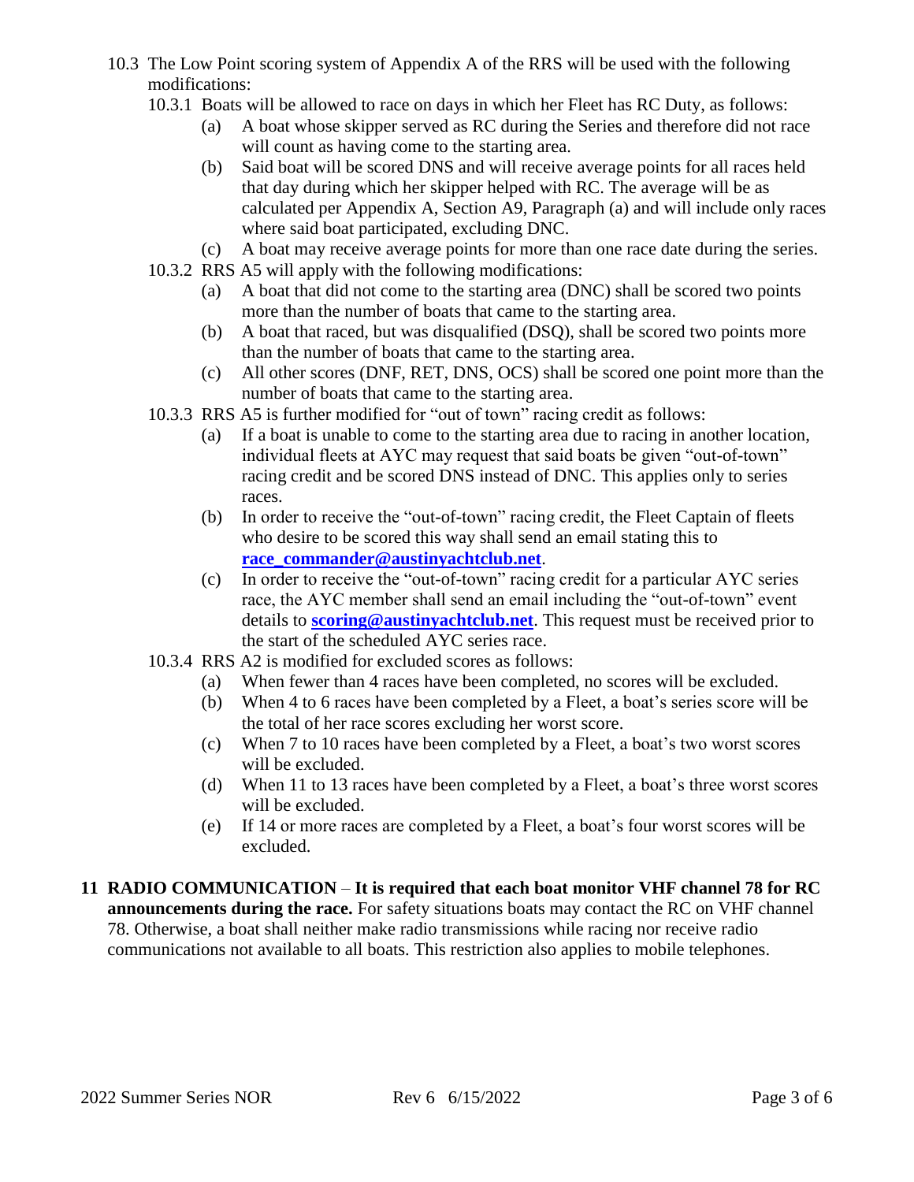10.3 The Low Point scoring system of Appendix A of the RRS will be used with the following modifications:

10.3.1 Boats will be allowed to race on days in which her Fleet has RC Duty, as follows:

(a) A boat whose skipper served as RC during the Series and therefore did not race will count as having come to the starting area.

(b) Said boat will be scored DNS and will receive average points for all races held that day during which her skipper helped with RC. The average will be as calculated per Appendix A, Section A9, Paragraph (a) and will include only races where said boat participated, excluding DNC.

(c) A boat may receive average points for more than one race date during the series.

10.3.2 RRS A5 will apply with the following modifications:

(a) A boat that did not come to the starting area (DNC) shall be scored two points more than the number of boats that came to the starting area.

(b) A boat that raced, but was disqualified (DSQ), shall be scored two points more than the number of boats that came to the starting area.

(c) All other scores (DNF, RET, DNS, OCS) shall be scored one point more than the number of boats that came to the starting area.

10.3.3 RRS A5 is further modified for "out of town" racing credit as follows:

(a) If a boat is unable to come to the starting area due to racing in another location, individual fleets at AYC may request that said boats be given "out-of-town" racing credit and be scored DNS instead of DNC. This applies only to series races.

(b) In order to receive the "out-of-town" racing credit, the Fleet Captain of fleets who desire to be scored this way shall send an email stating this to **race_commander@austinyachtclub.net**.

(c) In order to receive the "out-of-town" racing credit for a particular AYC series race, the AYC member shall send an email including the "out-of-town" event details to **scoring@austinyachtclub.net**. This request must be received prior to the start of the scheduled AYC series race.

10.3.4 RRS A2 is modified for excluded scores as follows:

(a) When fewer than 4 races have been completed, no scores will be excluded.

(b) When 4 to 6 races have been completed by a Fleet, a boat's series score will be the total of her race scores excluding her worst score.

(c) When 7 to 10 races have been completed by a Fleet, a boat's two worst scores will be excluded.

(d) When 11 to 13 races have been completed by a Fleet, a boat's three worst scores will be excluded.

(e) If 14 or more races are completed by a Fleet, a boat's four worst scores will be excluded.

## 11 RADIO COMMUNICATION – It is required that each boat monitor VHF channel 78 for RC announcements during the race.

For safety situations boats may contact the RC on VHF channel 78. Otherwise, a boat shall neither make radio transmissions while racing nor receive radio communications not available to all boats. This restriction also applies to mobile telephones.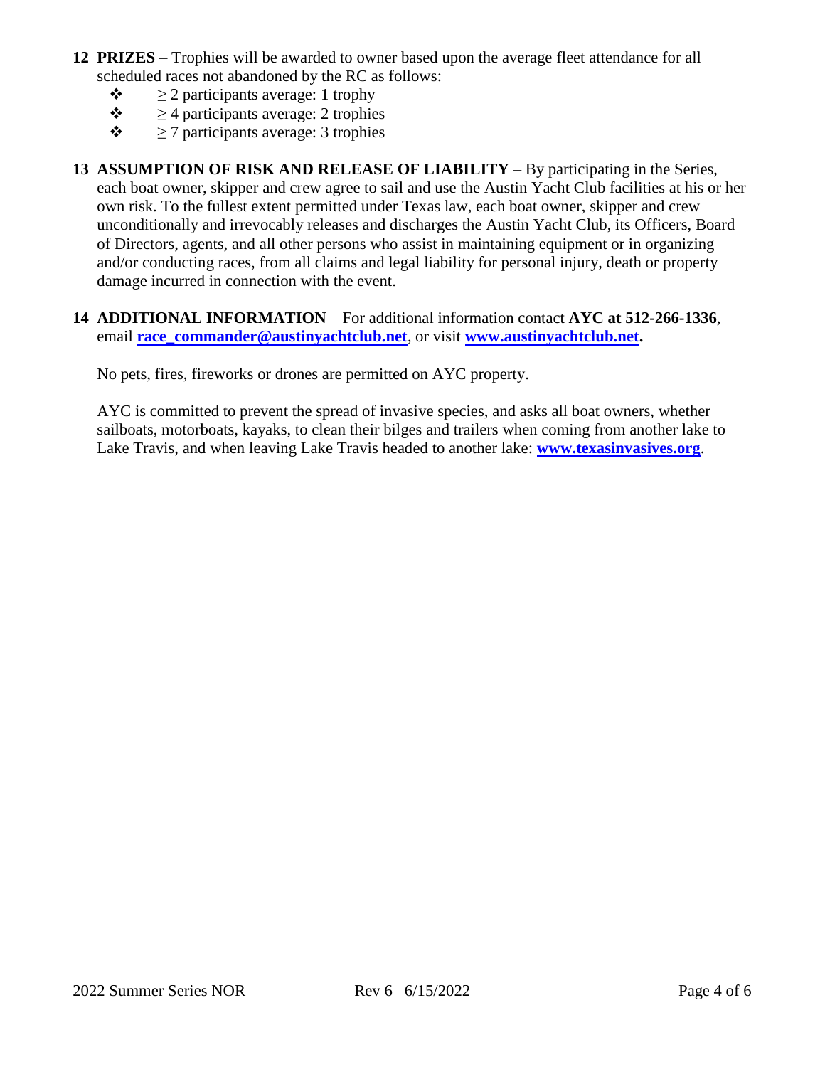**12 PRIZES** – Trophies will be awarded to owner based upon the average fleet attendance for all scheduled races not abandoned by the RC as follows:

- ≥ 2 participants average: 1 trophy
- ≥ 4 participants average: 2 trophies
- ≥ 7 participants average: 3 trophies

**13 ASSUMPTION OF RISK AND RELEASE OF LIABILITY** – By participating in the Series, each boat owner, skipper and crew agree to sail and use the Austin Yacht Club facilities at his or her own risk. To the fullest extent permitted under Texas law, each boat owner, skipper and crew unconditionally and irrevocably releases and discharges the Austin Yacht Club, its Officers, Board of Directors, agents, and all other persons who assist in maintaining equipment or in organizing and/or conducting races, from all claims and legal liability for personal injury, death or property damage incurred in connection with the event.

**14 ADDITIONAL INFORMATION** – For additional information contact **AYC at 512-266-1336**, email **race_commander@austinyachtclub.net**, or visit **www.austinyachtclub.net.**

No pets, fires, fireworks or drones are permitted on AYC property.

AYC is committed to prevent the spread of invasive species, and asks all boat owners, whether sailboats, motorboats, kayaks, to clean their bilges and trailers when coming from another lake to Lake Travis, and when leaving Lake Travis headed to another lake: **www.texasinvasives.org**.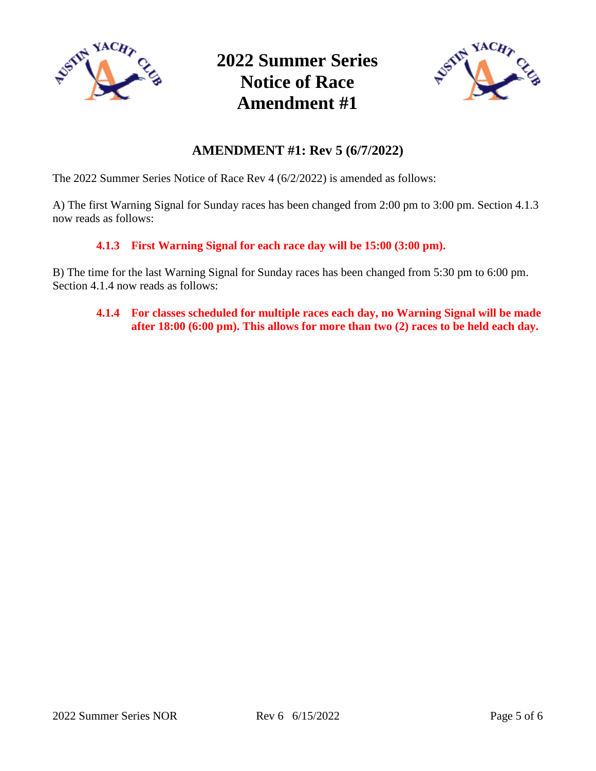# 2022 Summer Series Notice of Race Amendment #1

## AMENDMENT #1: Rev 5 (6/7/2022)

The 2022 Summer Series Notice of Race Rev 4 (6/2/2022) is amended as follows:

A) The first Warning Signal for Sunday races has been changed from 2:00 pm to 3:00 pm. Section 4.1.3 now reads as follows:

> **4.1.3 First Warning Signal for each race day will be 15:00 (3:00 pm).**

B) The time for the last Warning Signal for Sunday races has been changed from 5:30 pm to 6:00 pm. Section 4.1.4 now reads as follows:

> **4.1.4 For classes scheduled for multiple races each day, no Warning Signal will be made after 18:00 (6:00 pm). This allows for more than two (2) races to be held each day.**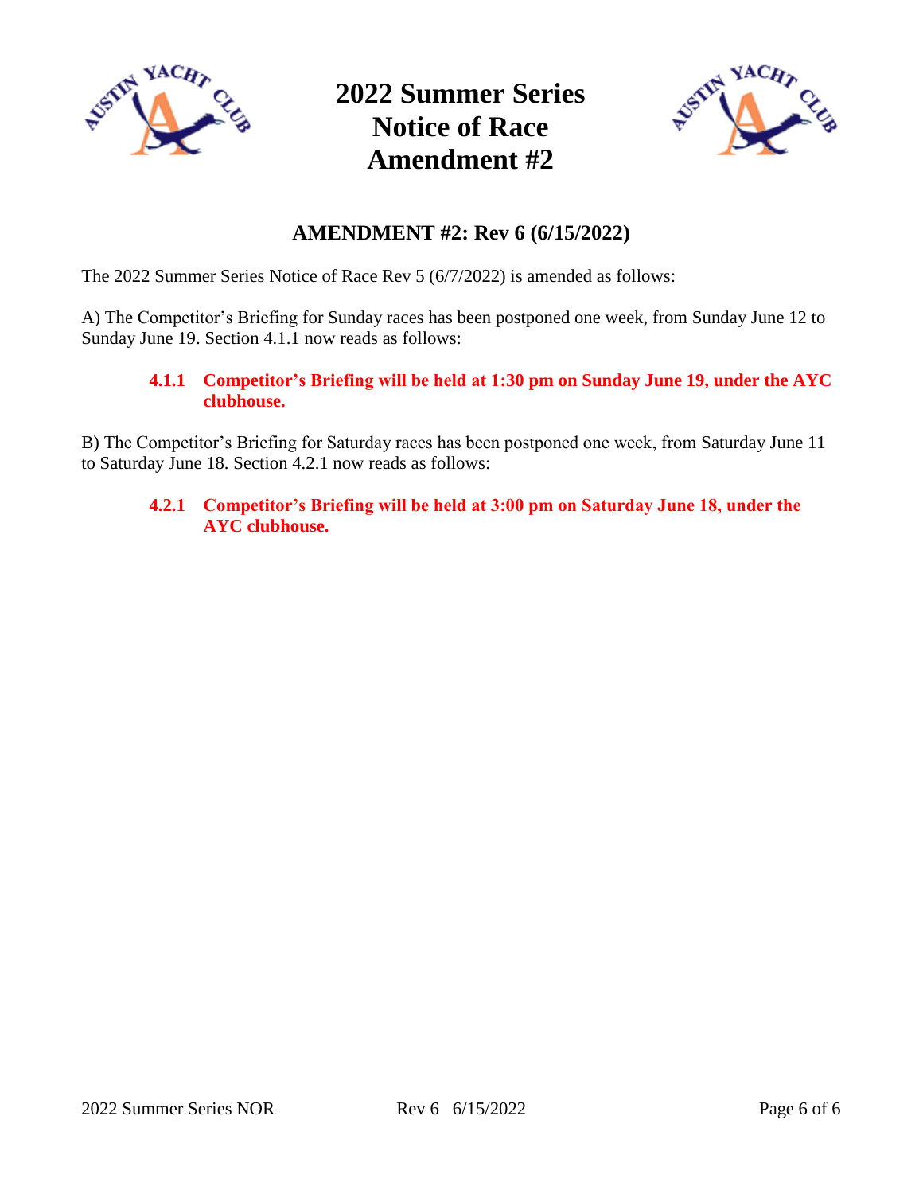# 2022 Summer Series Notice of Race Amendment #2

## AMENDMENT #2: Rev 6 (6/15/2022)

The 2022 Summer Series Notice of Race Rev 5 (6/7/2022) is amended as follows:

A) The Competitor's Briefing for Sunday races has been postponed one week, from Sunday June 12 to Sunday June 19. Section 4.1.1 now reads as follows:

> **4.1.1 Competitor's Briefing will be held at 1:30 pm on Sunday June 19, under the AYC clubhouse.**

B) The Competitor's Briefing for Saturday races has been postponed one week, from Saturday June 11 to Saturday June 18. Section 4.2.1 now reads as follows:

> **4.2.1 Competitor's Briefing will be held at 3:00 pm on Saturday June 18, under the AYC clubhouse.**